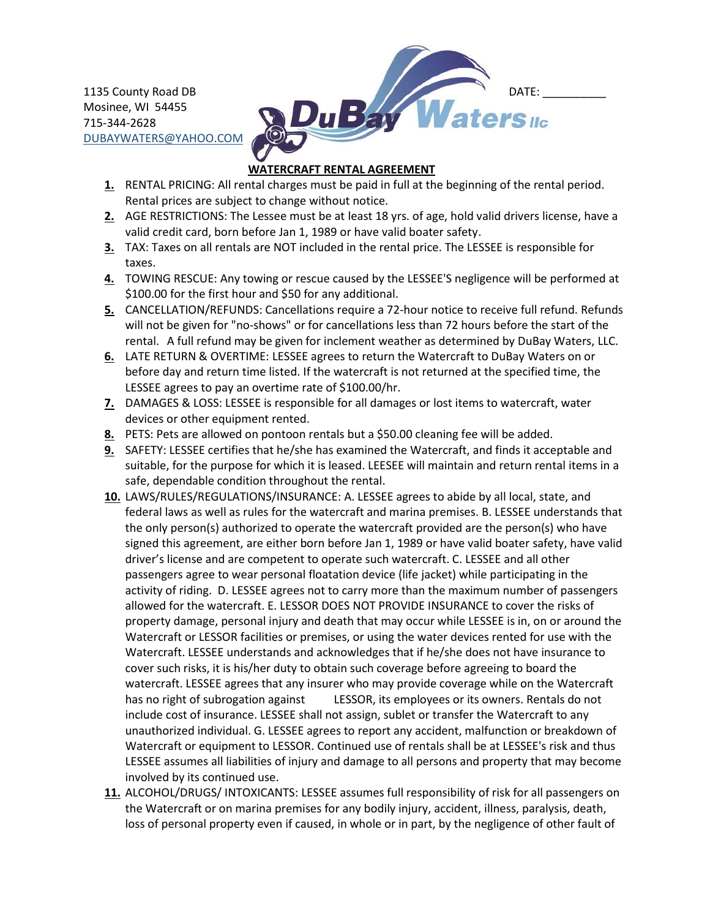1135 County Road DB
Mosinee, WI 54455
715-344-2628
DUBAYWATERS@YAHOO.COM

DuBay Waters llc

DATE: __________

**WATERCRAFT RENTAL AGREEMENT**

1. RENTAL PRICING: All rental charges must be paid in full at the beginning of the rental period. Rental prices are subject to change without notice.
2. AGE RESTRICTIONS: The Lessee must be at least 18 yrs. of age, hold valid drivers license, have a valid credit card, born before Jan 1, 1989 or have valid boater safety.
3. TAX: Taxes on all rentals are NOT included in the rental price. The LESSEE is responsible for taxes.
4. TOWING RESCUE: Any towing or rescue caused by the LESSEE'S negligence will be performed at $100.00 for the first hour and $50 for any additional.
5. CANCELLATION/REFUNDS: Cancellations require a 72-hour notice to receive full refund. Refunds will not be given for "no-shows" or for cancellations less than 72 hours before the start of the rental. A full refund may be given for inclement weather as determined by DuBay Waters, LLC.
6. LATE RETURN & OVERTIME: LESSEE agrees to return the Watercraft to DuBay Waters on or before day and return time listed. If the watercraft is not returned at the specified time, the LESSEE agrees to pay an overtime rate of $100.00/hr.
7. DAMAGES & LOSS: LESSEE is responsible for all damages or lost items to watercraft, water devices or other equipment rented.
8. PETS: Pets are allowed on pontoon rentals but a $50.00 cleaning fee will be added.
9. SAFETY: LESSEE certifies that he/she has examined the Watercraft, and finds it acceptable and suitable, for the purpose for which it is leased. LEESEE will maintain and return rental items in a safe, dependable condition throughout the rental.
10. LAWS/RULES/REGULATIONS/INSURANCE: A. LESSEE agrees to abide by all local, state, and federal laws as well as rules for the watercraft and marina premises. B. LESSEE understands that the only person(s) authorized to operate the watercraft provided are the person(s) who have signed this agreement, are either born before Jan 1, 1989 or have valid boater safety, have valid driver's license and are competent to operate such watercraft. C. LESSEE and all other passengers agree to wear personal floatation device (life jacket) while participating in the activity of riding. D. LESSEE agrees not to carry more than the maximum number of passengers allowed for the watercraft. E. LESSOR DOES NOT PROVIDE INSURANCE to cover the risks of property damage, personal injury and death that may occur while LESSEE is in, on or around the Watercraft or LESSOR facilities or premises, or using the water devices rented for use with the Watercraft. LESSEE understands and acknowledges that if he/she does not have insurance to cover such risks, it is his/her duty to obtain such coverage before agreeing to board the watercraft. LESSEE agrees that any insurer who may provide coverage while on the Watercraft has no right of subrogation against LESSOR, its employees or its owners. Rentals do not include cost of insurance. LESSEE shall not assign, sublet or transfer the Watercraft to any unauthorized individual. G. LESSEE agrees to report any accident, malfunction or breakdown of Watercraft or equipment to LESSOR. Continued use of rentals shall be at LESSEE's risk and thus LESSEE assumes all liabilities of injury and damage to all persons and property that may become involved by its continued use.
11. ALCOHOL/DRUGS/ INTOXICANTS: LESSEE assumes full responsibility of risk for all passengers on the Watercraft or on marina premises for any bodily injury, accident, illness, paralysis, death, loss of personal property even if caused, in whole or in part, by the negligence of other fault of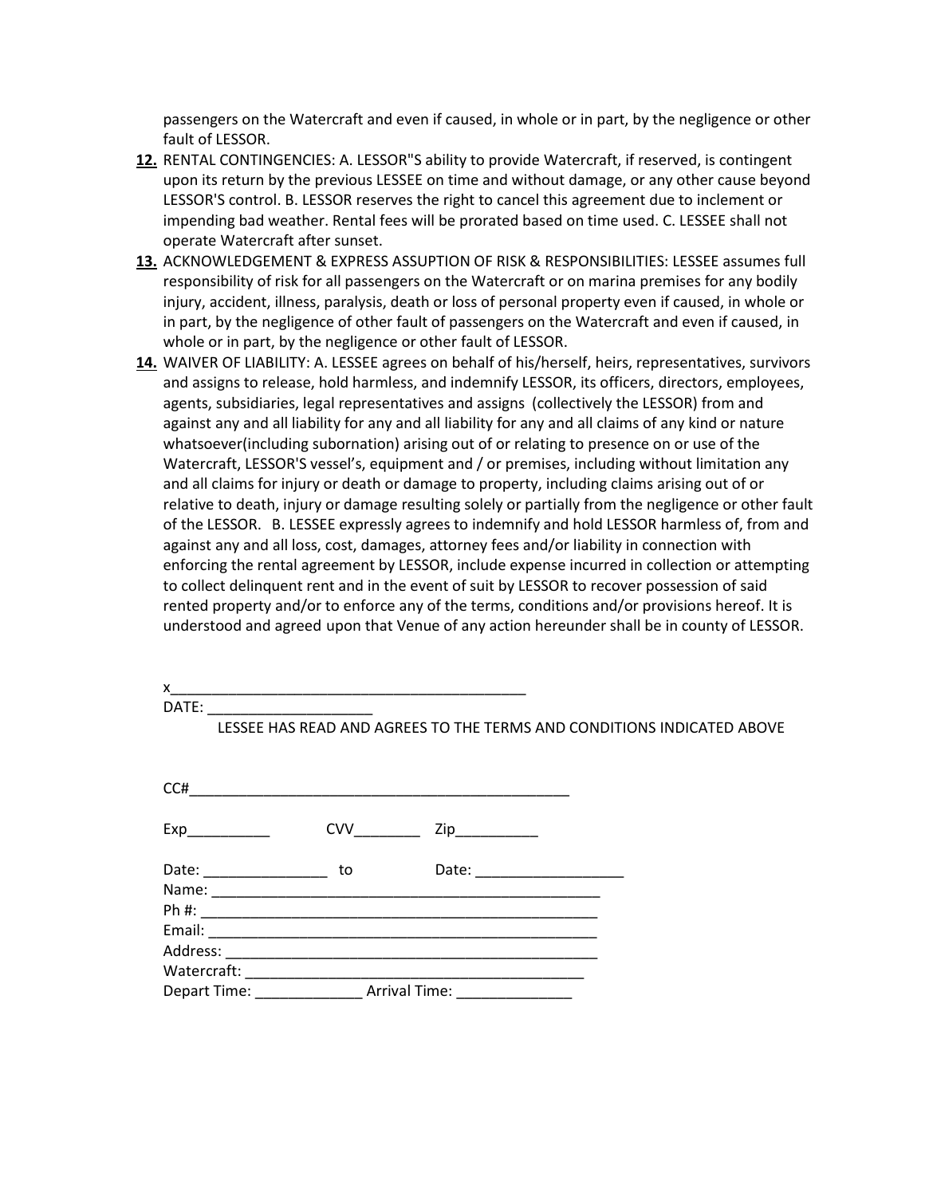passengers on the Watercraft and even if caused, in whole or in part, by the negligence or other fault of LESSOR.

**12.** RENTAL CONTINGENCIES: A. LESSOR"S ability to provide Watercraft, if reserved, is contingent upon its return by the previous LESSEE on time and without damage, or any other cause beyond LESSOR'S control. B. LESSOR reserves the right to cancel this agreement due to inclement or impending bad weather. Rental fees will be prorated based on time used. C. LESSEE shall not operate Watercraft after sunset.

**13.** ACKNOWLEDGEMENT & EXPRESS ASSUPTION OF RISK & RESPONSIBILITIES: LESSEE assumes full responsibility of risk for all passengers on the Watercraft or on marina premises for any bodily injury, accident, illness, paralysis, death or loss of personal property even if caused, in whole or in part, by the negligence of other fault of passengers on the Watercraft and even if caused, in whole or in part, by the negligence or other fault of LESSOR.

**14.** WAIVER OF LIABILITY: A. LESSEE agrees on behalf of his/herself, heirs, representatives, survivors and assigns to release, hold harmless, and indemnify LESSOR, its officers, directors, employees, agents, subsidiaries, legal representatives and assigns (collectively the LESSOR) from and against any and all liability for any and all liability for any and all claims of any kind or nature whatsoever(including subornation) arising out of or relating to presence on or use of the Watercraft, LESSOR'S vessel's, equipment and / or premises, including without limitation any and all claims for injury or death or damage to property, including claims arising out of or relative to death, injury or damage resulting solely or partially from the negligence or other fault of the LESSOR. B. LESSEE expressly agrees to indemnify and hold LESSOR harmless of, from and against any and all loss, cost, damages, attorney fees and/or liability in connection with enforcing the rental agreement by LESSOR, include expense incurred in collection or attempting to collect delinquent rent and in the event of suit by LESSOR to recover possession of said rented property and/or to enforce any of the terms, conditions and/or provisions hereof. It is understood and agreed upon that Venue of any action hereunder shall be in county of LESSOR.

x___________________________________________

DATE: ____________________

LESSEE HAS READ AND AGREES TO THE TERMS AND CONDITIONS INDICATED ABOVE

CC#_______________________________________________

Exp__________ CVV________ Zip__________

Date: _______________ to Date: __________________

Name: _________________________________________________

Ph #: _________________________________________________

Email: ________________________________________________

Address: ______________________________________________

Watercraft: ___________________________________________

Depart Time: _____________ Arrival Time: ______________